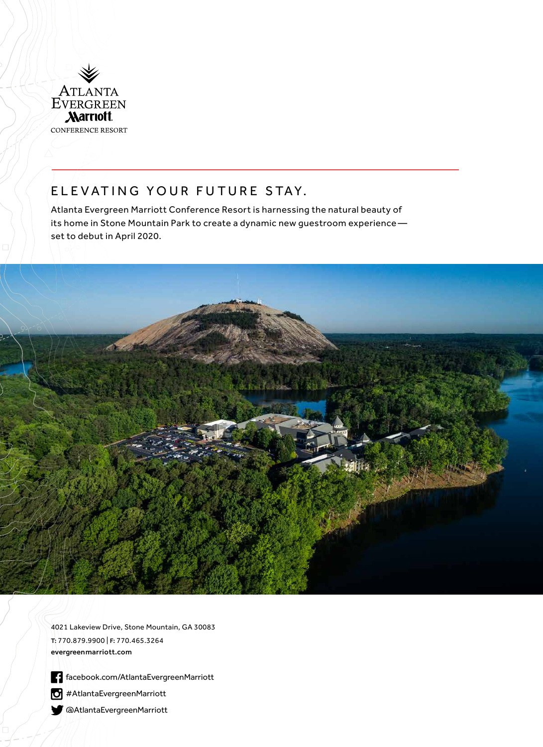ATLANTA EVERGREEN Marriott CONFERENCE RESORT

## ELEVATING YOUR FUTURE STAY.

Atlanta Evergreen Marriott Conference Resort is harnessing the natural beauty of its home in Stone Mountain Park to create a dynamic new guestroom experience—set to debut in April 2020.

4021 Lakeview Drive, Stone Mountain, GA 30083
**T:** 770.879.9900 | **F:** 770.465.3264
**evergreenmarriott.com**

facebook.com/AtlantaEvergreenMarriott
#AtlantaEvergreenMarriott
@AtlantaEvergreenMarriott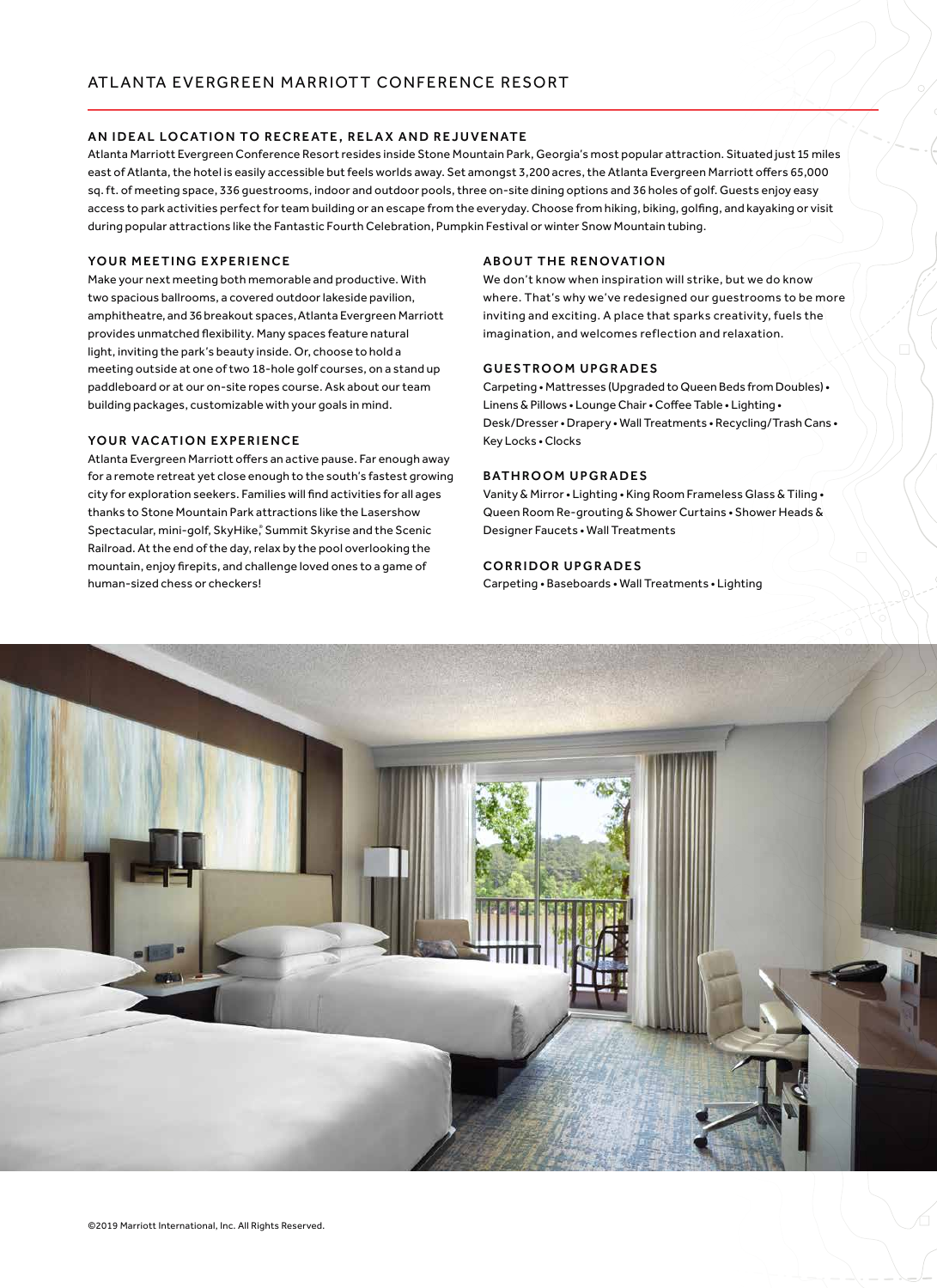# ATLANTA EVERGREEN MARRIOTT CONFERENCE RESORT

## AN IDEAL LOCATION TO RECREATE, RELAX AND REJUVENATE

Atlanta Marriott Evergreen Conference Resort resides inside Stone Mountain Park, Georgia's most popular attraction. Situated just 15 miles east of Atlanta, the hotel is easily accessible but feels worlds away. Set amongst 3,200 acres, the Atlanta Evergreen Marriott offers 65,000 sq. ft. of meeting space, 336 guestrooms, indoor and outdoor pools, three on-site dining options and 36 holes of golf. Guests enjoy easy access to park activities perfect for team building or an escape from the everyday. Choose from hiking, biking, golfing, and kayaking or visit during popular attractions like the Fantastic Fourth Celebration, Pumpkin Festival or winter Snow Mountain tubing.

## YOUR MEETING EXPERIENCE

Make your next meeting both memorable and productive. With two spacious ballrooms, a covered outdoor lakeside pavilion, amphitheatre, and 36 breakout spaces, Atlanta Evergreen Marriott provides unmatched flexibility. Many spaces feature natural light, inviting the park's beauty inside. Or, choose to hold a meeting outside at one of two 18-hole golf courses, on a stand up paddleboard or at our on-site ropes course. Ask about our team building packages, customizable with your goals in mind.

## YOUR VACATION EXPERIENCE

Atlanta Evergreen Marriott offers an active pause. Far enough away for a remote retreat yet close enough to the south's fastest growing city for exploration seekers. Families will find activities for all ages thanks to Stone Mountain Park attractions like the Lasershow Spectacular, mini-golf, SkyHike®, Summit Skyrise and the Scenic Railroad. At the end of the day, relax by the pool overlooking the mountain, enjoy firepits, and challenge loved ones to a game of human-sized chess or checkers!

## ABOUT THE RENOVATION

We don't know when inspiration will strike, but we do know where. That's why we've redesigned our guestrooms to be more inviting and exciting. A place that sparks creativity, fuels the imagination, and welcomes reflection and relaxation.

## GUESTROOM UPGRADES

Carpeting • Mattresses (Upgraded to Queen Beds from Doubles) • Linens & Pillows • Lounge Chair • Coffee Table • Lighting • Desk/Dresser • Drapery • Wall Treatments • Recycling/Trash Cans • Key Locks • Clocks

## BATHROOM UPGRADES

Vanity & Mirror • Lighting • King Room Frameless Glass & Tiling • Queen Room Re-grouting & Shower Curtains • Shower Heads & Designer Faucets • Wall Treatments

## CORRIDOR UPGRADES

Carpeting • Baseboards • Wall Treatments • Lighting

©2019 Marriott International, Inc. All Rights Reserved.